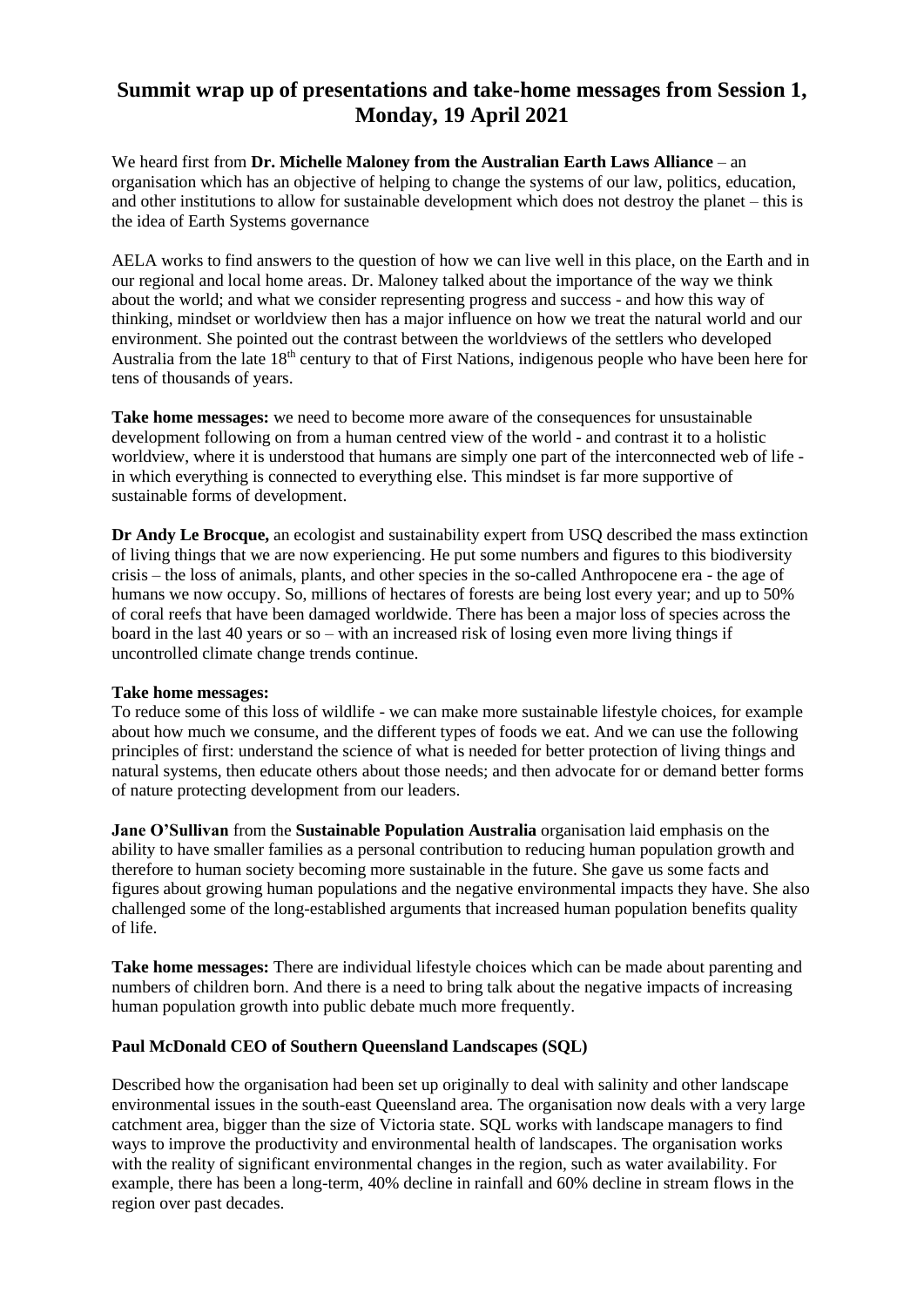# Summit wrap up of presentations and take-home messages from Session 1, Monday, 19 April 2021

We heard first from **Dr. Michelle Maloney from the Australian Earth Laws Alliance** – an organisation which has an objective of helping to change the systems of our law, politics, education, and other institutions to allow for sustainable development which does not destroy the planet – this is the idea of Earth Systems governance

AELA works to find answers to the question of how we can live well in this place, on the Earth and in our regional and local home areas. Dr. Maloney talked about the importance of the way we think about the world; and what we consider representing progress and success - and how this way of thinking, mindset or worldview then has a major influence on how we treat the natural world and our environment. She pointed out the contrast between the worldviews of the settlers who developed Australia from the late 18th century to that of First Nations, indigenous people who have been here for tens of thousands of years.

**Take home messages:** we need to become more aware of the consequences for unsustainable development following on from a human centred view of the world - and contrast it to a holistic worldview, where it is understood that humans are simply one part of the interconnected web of life - in which everything is connected to everything else. This mindset is far more supportive of sustainable forms of development.

**Dr Andy Le Brocque,** an ecologist and sustainability expert from USQ described the mass extinction of living things that we are now experiencing. He put some numbers and figures to this biodiversity crisis – the loss of animals, plants, and other species in the so-called Anthropocene era - the age of humans we now occupy. So, millions of hectares of forests are being lost every year; and up to 50% of coral reefs that have been damaged worldwide. There has been a major loss of species across the board in the last 40 years or so – with an increased risk of losing even more living things if uncontrolled climate change trends continue.

**Take home messages:**
To reduce some of this loss of wildlife - we can make more sustainable lifestyle choices, for example about how much we consume, and the different types of foods we eat. And we can use the following principles of first: understand the science of what is needed for better protection of living things and natural systems, then educate others about those needs; and then advocate for or demand better forms of nature protecting development from our leaders.

**Jane O'Sullivan** from the **Sustainable Population Australia** organisation laid emphasis on the ability to have smaller families as a personal contribution to reducing human population growth and therefore to human society becoming more sustainable in the future. She gave us some facts and figures about growing human populations and the negative environmental impacts they have. She also challenged some of the long-established arguments that increased human population benefits quality of life.

**Take home messages:** There are individual lifestyle choices which can be made about parenting and numbers of children born. And there is a need to bring talk about the negative impacts of increasing human population growth into public debate much more frequently.

**Paul McDonald CEO of Southern Queensland Landscapes (SQL)**

Described how the organisation had been set up originally to deal with salinity and other landscape environmental issues in the south-east Queensland area. The organisation now deals with a very large catchment area, bigger than the size of Victoria state. SQL works with landscape managers to find ways to improve the productivity and environmental health of landscapes. The organisation works with the reality of significant environmental changes in the region, such as water availability. For example, there has been a long-term, 40% decline in rainfall and 60% decline in stream flows in the region over past decades.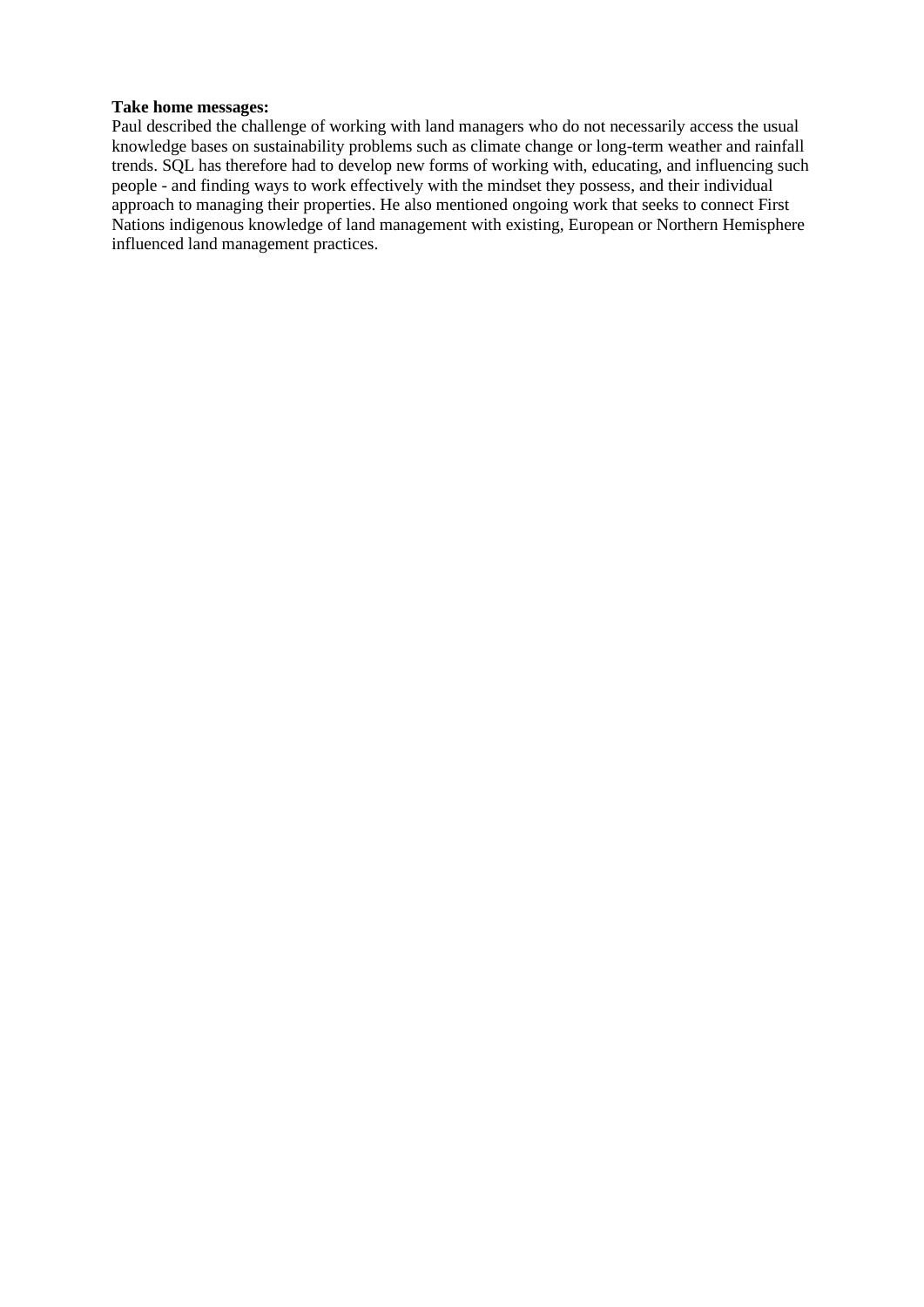**Take home messages:**

Paul described the challenge of working with land managers who do not necessarily access the usual knowledge bases on sustainability problems such as climate change or long-term weather and rainfall trends. SQL has therefore had to develop new forms of working with, educating, and influencing such people - and finding ways to work effectively with the mindset they possess, and their individual approach to managing their properties. He also mentioned ongoing work that seeks to connect First Nations indigenous knowledge of land management with existing, European or Northern Hemisphere influenced land management practices.